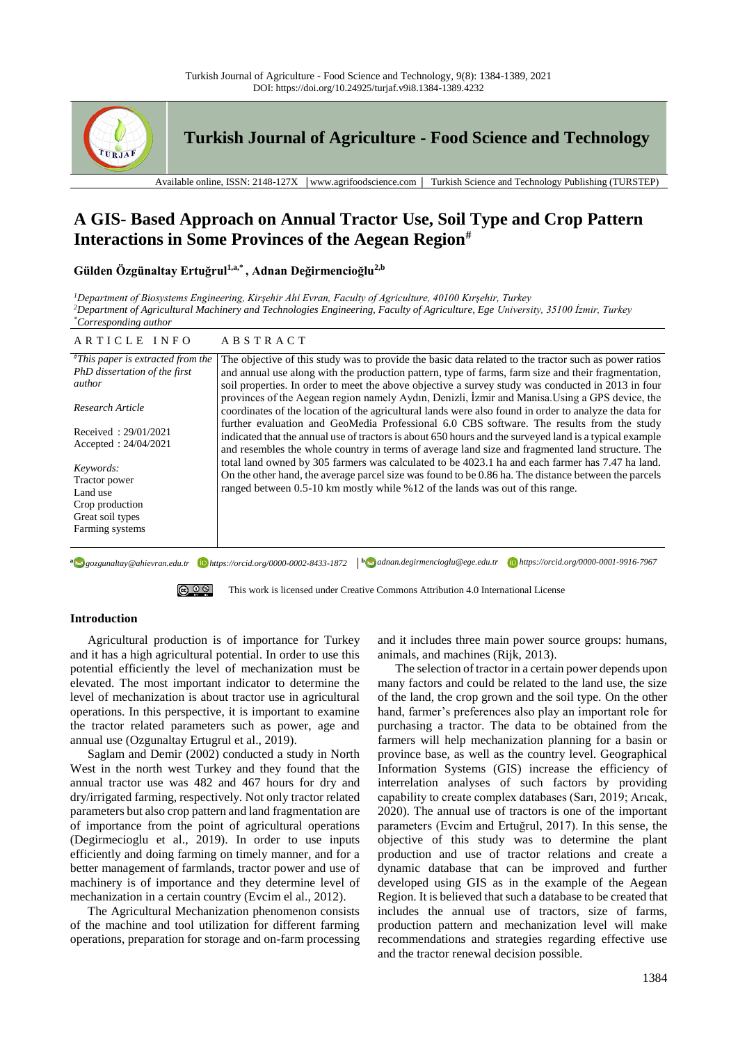# A GIS- Based Approach on Annual Tractor Use, Soil Type and Crop Pattern Interactions in Some Provinces of the Aegean Region[#]

**Gülden Özgünaltay Ertuğrul[1,a,*], Adnan Değirmencioğlu[2,b]**

*[1]Department of Biosystems Engineering, Kirşehir Ahi Evran, Faculty of Agriculture, 40100 Kırşehir, Turkey*
*[2]Department of Agricultural Machinery and Technologies Engineering, Faculty of Agriculture, Ege University, 35100 İzmir, Turkey*
*[*]Corresponding author*

**ARTICLE INFO**

*[#]This paper is extracted from the PhD dissertation of the first author*

*Research Article*

Received : 29/01/2021
Accepted : 24/04/2021

*Keywords:*
Tractor power
Land use
Crop production
Great soil types
Farming systems

**ABSTRACT**

The objective of this study was to provide the basic data related to the tractor such as power ratios and annual use along with the production pattern, type of farms, farm size and their fragmentation, soil properties. In order to meet the above objective a survey study was conducted in 2013 in four provinces of the Aegean region namely Aydın, Denizli, İzmir and Manisa.Using a GPS device, the coordinates of the location of the agricultural lands were also found in order to analyze the data for further evaluation and GeoMedia Professional 6.0 CBS software. The results from the study indicated that the annual use of tractors is about 650 hours and the surveyed land is a typical example and resembles the whole country in terms of average land size and fragmented land structure. The total land owned by 305 farmers was calculated to be 4023.1 ha and each farmer has 7.47 ha land. On the other hand, the average parcel size was found to be 0.86 ha. The distance between the parcels ranged between 0.5-10 km mostly while %12 of the lands was out of this range.

[a] gozgunaltay@ahievran.edu.tr https://orcid.org/0000-0002-8433-1872 | [b] adnan.degirmencioglu@ege.edu.tr https://orcid.org/0000-0001-9916-7967

This work is licensed under Creative Commons Attribution 4.0 International License

## Introduction

Agricultural production is of importance for Turkey and it has a high agricultural potential. In order to use this potential efficiently the level of mechanization must be elevated. The most important indicator to determine the level of mechanization is about tractor use in agricultural operations. In this perspective, it is important to examine the tractor related parameters such as power, age and annual use (Ozgunaltay Ertugrul et al., 2019).

Saglam and Demir (2002) conducted a study in North West in the north west Turkey and they found that the annual tractor use was 482 and 467 hours for dry and dry/irrigated farming, respectively. Not only tractor related parameters but also crop pattern and land fragmentation are of importance from the point of agricultural operations (Degirmecioglu et al., 2019). In order to use inputs efficiently and doing farming on timely manner, and for a better management of farmlands, tractor power and use of machinery is of importance and they determine level of mechanization in a certain country (Evcim el al., 2012).

The Agricultural Mechanization phenomenon consists of the machine and tool utilization for different farming operations, preparation for storage and on-farm processing and it includes three main power source groups: humans, animals, and machines (Rijk, 2013).

The selection of tractor in a certain power depends upon many factors and could be related to the land use, the size of the land, the crop grown and the soil type. On the other hand, farmer's preferences also play an important role for purchasing a tractor. The data to be obtained from the farmers will help mechanization planning for a basin or province base, as well as the country level. Geographical Information Systems (GIS) increase the efficiency of interrelation analyses of such factors by providing capability to create complex databases (Sarı, 2019; Arıcak, 2020). The annual use of tractors is one of the important parameters (Evcim and Ertuğrul, 2017). In this sense, the objective of this study was to determine the plant production and use of tractor relations and create a dynamic database that can be improved and further developed using GIS as in the example of the Aegean Region. It is believed that such a database to be created that includes the annual use of tractors, size of farms, production pattern and mechanization level will make recommendations and strategies regarding effective use and the tractor renewal decision possible.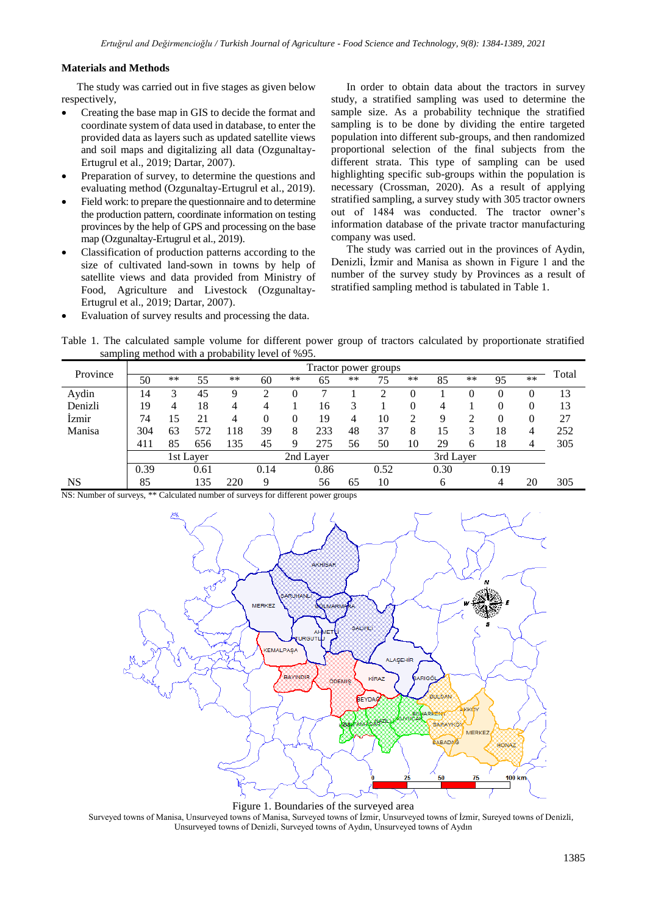## Materials and Methods

The study was carried out in five stages as given below respectively,

- Creating the base map in GIS to decide the format and coordinate system of data used in database, to enter the provided data as layers such as updated satellite views and soil maps and digitalizing all data (Ozgunaltay-Ertugrul et al., 2019; Dartar, 2007).
- Preparation of survey, to determine the questions and evaluating method (Ozgunaltay-Ertugrul et al., 2019).
- Field work: to prepare the questionnaire and to determine the production pattern, coordinate information on testing provinces by the help of GPS and processing on the base map (Ozgunaltay-Ertugrul et al., 2019).
- Classification of production patterns according to the size of cultivated land-sown in towns by help of satellite views and data provided from Ministry of Food, Agriculture and Livestock (Ozgunaltay-Ertugrul et al., 2019; Dartar, 2007).
- Evaluation of survey results and processing the data.

In order to obtain data about the tractors in survey study, a stratified sampling was used to determine the sample size. As a probability technique the stratified sampling is to be done by dividing the entire targeted population into different sub-groups, and then randomized proportional selection of the final subjects from the different strata. This type of sampling can be used highlighting specific sub-groups within the population is necessary (Crossman, 2020). As a result of applying stratified sampling, a survey study with 305 tractor owners out of 1484 was conducted. The tractor owner's information database of the private tractor manufacturing company was used.

The study was carried out in the provinces of Aydin, Denizli, İzmir and Manisa as shown in Figure 1 and the number of the survey study by Provinces as a result of stratified sampling method is tabulated in Table 1.

Table 1. The calculated sample volume for different power group of tractors calculated by proportionate stratified sampling method with a probability level of %95.

| Province | Tractor power groups | | | | | | | | | | | | | | Total |
|---|---|---|---|---|---|---|---|---|---|---|---|---|---|---|---|
| | 50 | ** | 55 | ** | 60 | ** | 65 | ** | 75 | ** | 85 | ** | 95 | ** | |
| Aydin | 14 | 3 | 45 | 9 | 2 | 0 | 7 | 1 | 2 | 0 | 1 | 0 | 0 | 0 | 13 |
| Denizli | 19 | 4 | 18 | 4 | 4 | 1 | 16 | 3 | 1 | 0 | 4 | 1 | 0 | 0 | 13 |
| İzmir | 74 | 15 | 21 | 4 | 0 | 0 | 19 | 4 | 10 | 2 | 9 | 2 | 0 | 0 | 27 |
| Manisa | 304 | 63 | 572 | 118 | 39 | 8 | 233 | 48 | 37 | 8 | 15 | 3 | 18 | 4 | 252 |
| | 411 | 85 | 656 | 135 | 45 | 9 | 275 | 56 | 50 | 10 | 29 | 6 | 18 | 4 | 305 |
| | 1st Layer | | | | 2nd Layer | | | | | | 3rd Layer | | | | |
| | 0.39 | | 0.61 | | 0.14 | | 0.86 | | 0.52 | | 0.30 | | 0.19 | | |
| NS | 85 | | 135 | 220 | 9 | | 56 | 65 | 10 | | 6 | | 4 | 20 | 305 |

NS: Number of surveys, ** Calculated number of surveys for different power groups

Figure 1. Boundaries of the surveyed area

Surveyed towns of Manisa, Unsurveyed towns of Manisa, Surveyed towns of İzmir, Unsurveyed towns of İzmir, Sureyed towns of Denizli, Unsurveyed towns of Denizli, Surveyed towns of Aydın, Unsurveyed towns of Aydın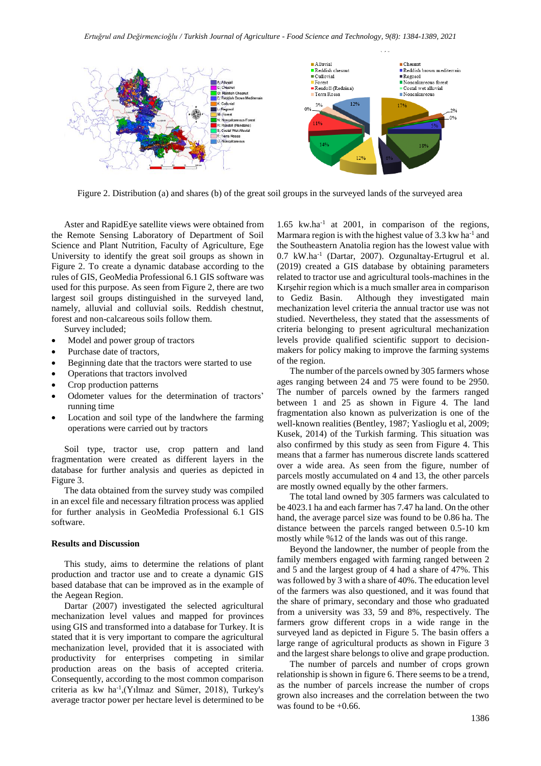A:Alluvial
C: Chesnut
D: Reddish Chesnut
E: Reddish Brown Mediterrain
K: Colluvial
L: Regosol
M: Forest
N: Noncalcareous Forest
R: Rendoll (Rendzina)
S: Costal Wet Alluvial
T: Terra Rossa
U: Noncalcareous

Alluvial
Reddish chesnut
Colluvial
Forest
Rendoll (Redzina)
Terra Rossa
Chesnut
Reddish brown mediterrain
Regosol
Noncalcareous forest
Costal wet alluvial
Noncalcareous

12%
17%
2%
0%
5%
18%
6%
12%
14%
11%
0%
3%

Figure 2. Distribution (a) and shares (b) of the great soil groups in the surveyed lands of the surveyed area

Aster and RapidEye satellite views were obtained from the Remote Sensing Laboratory of Department of Soil Science and Plant Nutrition, Faculty of Agriculture, Ege University to identify the great soil groups as shown in Figure 2. To create a dynamic database according to the rules of GIS, GeoMedia Professional 6.1 GIS software was used for this purpose. As seen from Figure 2, there are two largest soil groups distinguished in the surveyed land, namely, alluvial and colluvial soils. Reddish chestnut, forest and non-calcareous soils follow them.

Survey included;

- Model and power group of tractors
- Purchase date of tractors,
- Beginning date that the tractors were started to use
- Operations that tractors involved
- Crop production patterns
- Odometer values for the determination of tractors' running time
- Location and soil type of the landwhere the farming operations were carried out by tractors

Soil type, tractor use, crop pattern and land fragmentation were created as different layers in the database for further analysis and queries as depicted in Figure 3.

The data obtained from the survey study was compiled in an excel file and necessary filtration process was applied for further analysis in GeoMedia Professional 6.1 GIS software.

## Results and Discussion

This study, aims to determine the relations of plant production and tractor use and to create a dynamic GIS based database that can be improved as in the example of the Aegean Region.

Dartar (2007) investigated the selected agricultural mechanization level values and mapped for provinces using GIS and transformed into a database for Turkey. It is stated that it is very important to compare the agricultural mechanization level, provided that it is associated with productivity for enterprises competing in similar production areas on the basis of accepted criteria. Consequently, according to the most common comparison criteria as kw ha$^{-1}$,(Yılmaz and Sümer, 2018), Turkey's average tractor power per hectare level is determined to be 1.65 kw.ha$^{-1}$ at 2001, in comparison of the regions, Marmara region is with the highest value of 3.3 kw ha$^{-1}$ and the Southeastern Anatolia region has the lowest value with 0.7 kW.ha$^{-1}$ (Dartar, 2007). Ozgunaltay-Ertugrul et al. (2019) created a GIS database by obtaining parameters related to tractor use and agricultural tools-machines in the Kırşehir region which is a much smaller area in comparison to Gediz Basin. Although they investigated main mechanization level criteria the annual tractor use was not studied. Nevertheless, they stated that the assessments of criteria belonging to present agricultural mechanization levels provide qualified scientific support to decision-makers for policy making to improve the farming systems of the region.

The number of the parcels owned by 305 farmers whose ages ranging between 24 and 75 were found to be 2950. The number of parcels owned by the farmers ranged between 1 and 25 as shown in Figure 4. The land fragmentation also known as pulverization is one of the well-known realities (Bentley, 1987; Yaslioglu et al, 2009; Kusek, 2014) of the Turkish farming. This situation was also confirmed by this study as seen from Figure 4. This means that a farmer has numerous discrete lands scattered over a wide area. As seen from the figure, number of parcels mostly accumulated on 4 and 13, the other parcels are mostly owned equally by the other farmers.

The total land owned by 305 farmers was calculated to be 4023.1 ha and each farmer has 7.47 ha land. On the other hand, the average parcel size was found to be 0.86 ha. The distance between the parcels ranged between 0.5-10 km mostly while %12 of the lands was out of this range.

Beyond the landowner, the number of people from the family members engaged with farming ranged between 2 and 5 and the largest group of 4 had a share of 47%. This was followed by 3 with a share of 40%. The education level of the farmers was also questioned, and it was found that the share of primary, secondary and those who graduated from a university was 33, 59 and 8%, respectively. The farmers grow different crops in a wide range in the surveyed land as depicted in Figure 5. The basin offers a large range of agricultural products as shown in Figure 3 and the largest share belongs to olive and grape production.

The number of parcels and number of crops grown relationship is shown in figure 6. There seems to be a trend, as the number of parcels increase the number of crops grown also increases and the correlation between the two was found to be +0.66.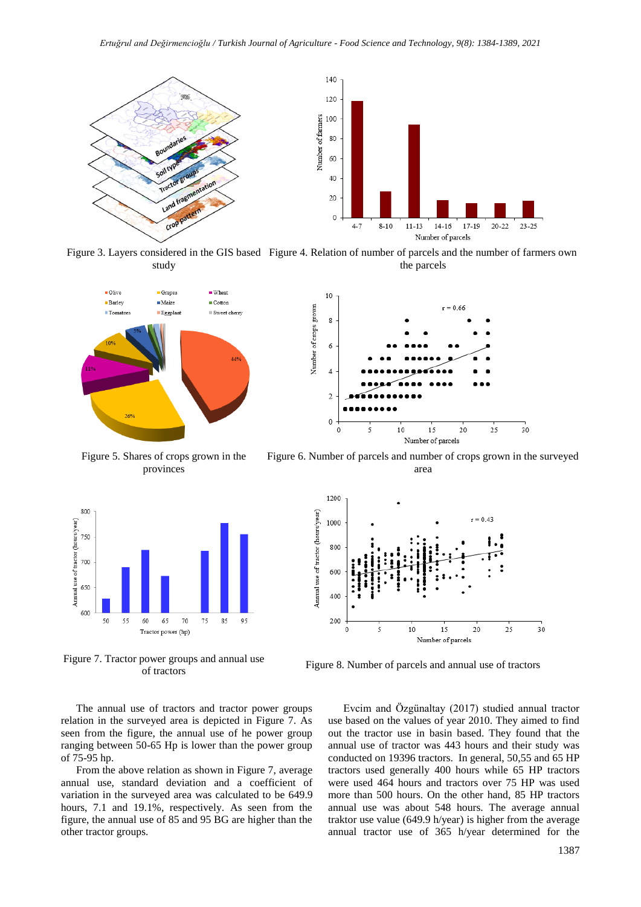Boundaries
Soil type
Tractor groups
Land fragmentation
Crop pattern

Figure 3. Layers considered in the GIS based study

140
120
100
80
60
40
20
0
Number of farmers
4-7 8-10 11-13 14-16 17-19 20-22 23-25
Number of parcels

Figure 4. Relation of number of parcels and the number of farmers own the parcels

Olive Grapes Wheat
Barley Maize Cotton
Tomatoes Eggplant Sweet cherry
44%
26%
11%
10%
5%

Figure 5. Shares of crops grown in the provinces

10
8
6
4
2
0
Number of crops grown
r = 0.66
0 5 10 15 20 25 30
Number of parcels

Figure 6. Number of parcels and number of crops grown in the surveyed area

800
750
700
650
600
Annual use of tractor (hours/year)
50 55 60 65 70 75 85 95
Tractor power (hp)

Figure 7. Tractor power groups and annual use of tractors

1200
1000
800
600
400
200
Annual use of tractor (hours/year)
r = 0.43
0 5 10 15 20 25 30
Number of parcels

Figure 8. Number of parcels and annual use of tractors

The annual use of tractors and tractor power groups relation in the surveyed area is depicted in Figure 7. As seen from the figure, the annual use of he power group ranging between 50-65 Hp is lower than the power group of 75-95 hp.

From the above relation as shown in Figure 7, average annual use, standard deviation and a coefficient of variation in the surveyed area was calculated to be 649.9 hours, 7.1 and 19.1%, respectively. As seen from the figure, the annual use of 85 and 95 BG are higher than the other tractor groups.

Evcim and Özgünaltay (2017) studied annual tractor use based on the values of year 2010. They aimed to find out the tractor use in basin based. They found that the annual use of tractor was 443 hours and their study was conducted on 19396 tractors. In general, 50,55 and 65 HP tractors used generally 400 hours while 65 HP tractors were used 464 hours and tractors over 75 HP was used more than 500 hours. On the other hand, 85 HP tractors annual use was about 548 hours. The average annual traktor use value (649.9 h/year) is higher from the average annual tractor use of 365 h/year determined for the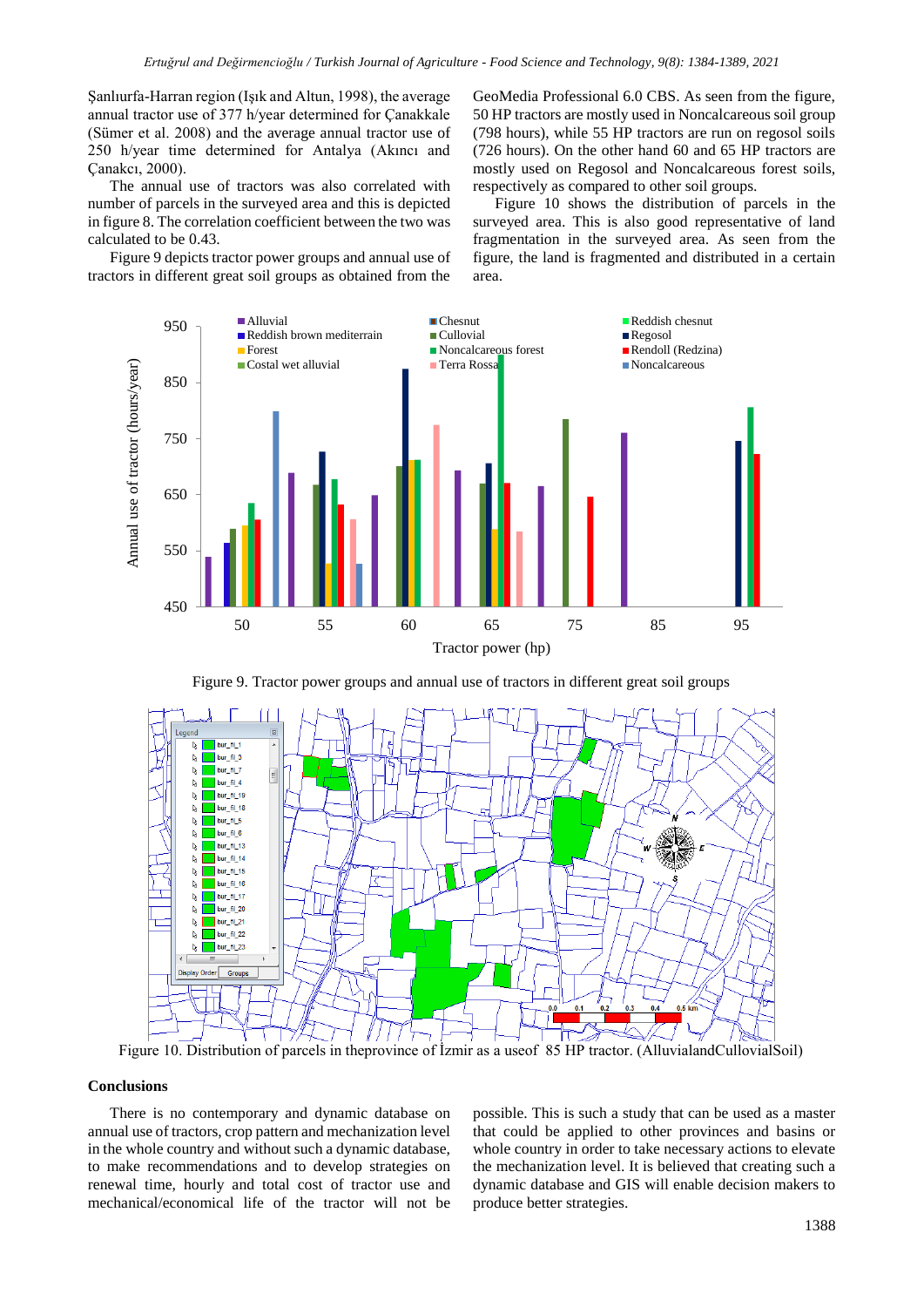Şanlıurfa-Harran region (Işık and Altun, 1998), the average annual tractor use of 377 h/year determined for Çanakkale (Sümer et al. 2008) and the average annual tractor use of 250 h/year time determined for Antalya (Akıncı and Çanakcı, 2000).

The annual use of tractors was also correlated with number of parcels in the surveyed area and this is depicted in figure 8. The correlation coefficient between the two was calculated to be 0.43.

Figure 9 depicts tractor power groups and annual use of tractors in different great soil groups as obtained from the GeoMedia Professional 6.0 CBS. As seen from the figure, 50 HP tractors are mostly used in Noncalcareous soil group (798 hours), while 55 HP tractors are run on regosol soils (726 hours). On the other hand 60 and 65 HP tractors are mostly used on Regosol and Noncalcareous forest soils, respectively as compared to other soil groups.

Figure 10 shows the distribution of parcels in the surveyed area. This is also good representative of land fragmentation in the surveyed area. As seen from the figure, the land is fragmented and distributed in a certain area.

Alluvial
Reddish brown mediterrain
Forest
Costal wet alluvial
Chesnut
Cullovial
Noncalcareous forest
Terra Rossa
Reddish chesnut
Regosol
Rendoll (Redzina)
Noncalcareous

Annual use of tractor (hours/year)
950
850
750
650
550
450

50
55
60
65
75
85
95
Tractor power (hp)

Figure 9. Tractor power groups and annual use of tractors in different great soil groups

Legend
bur_fil_1
bur_fil_3
bur_fil_7
bur_fil_4
bur_fil_19
bur_fil_18
bur_fil_5
bur_fil_6
bur_fil_13
bur_fil_14
bur_fil_15
bur_fil_16
bur_fil_17
bur_fil_20
bur_fil_21
bur_fil_22
bur_fil_23
Display Order
Groups
N
W
E
S
0.0
0.1
0.2
0.3
0.4
0.5 km

Figure 10. Distribution of parcels in theprovince of İzmir as a useof 85 HP tractor. (AlluvialandCullovialSoil)

## Conclusions

There is no contemporary and dynamic database on annual use of tractors, crop pattern and mechanization level in the whole country and without such a dynamic database, to make recommendations and to develop strategies on renewal time, hourly and total cost of tractor use and mechanical/economical life of the tractor will not be possible. This is such a study that can be used as a master that could be applied to other provinces and basins or whole country in order to take necessary actions to elevate the mechanization level. It is believed that creating such a dynamic database and GIS will enable decision makers to produce better strategies.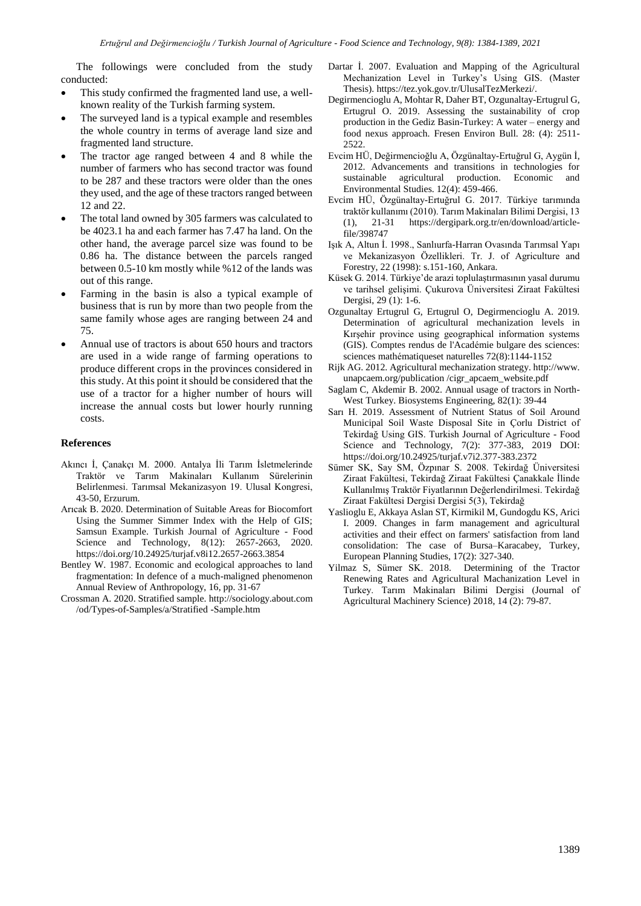The followings were concluded from the study conducted:

- This study confirmed the fragmented land use, a well-known reality of the Turkish farming system.
- The surveyed land is a typical example and resembles the whole country in terms of average land size and fragmented land structure.
- The tractor age ranged between 4 and 8 while the number of farmers who has second tractor was found to be 287 and these tractors were older than the ones they used, and the age of these tractors ranged between 12 and 22.
- The total land owned by 305 farmers was calculated to be 4023.1 ha and each farmer has 7.47 ha land. On the other hand, the average parcel size was found to be 0.86 ha. The distance between the parcels ranged between 0.5-10 km mostly while %12 of the lands was out of this range.
- Farming in the basin is also a typical example of business that is run by more than two people from the same family whose ages are ranging between 24 and 75.
- Annual use of tractors is about 650 hours and tractors are used in a wide range of farming operations to produce different crops in the provinces considered in this study. At this point it should be considered that the use of a tractor for a higher number of hours will increase the annual costs but lower hourly running costs.

## References

Akıncı İ, Çanakçı M. 2000. Antalya İli Tarım İsletmelerinde Traktör ve Tarım Makinaları Kullanım Sürelerinin Belirlenmesi. Tarımsal Mekanizasyon 19. Ulusal Kongresi, 43-50, Erzurum.

Arıcak B. 2020. Determination of Suitable Areas for Biocomfort Using the Summer Simmer Index with the Help of GIS; Samsun Example. Turkish Journal of Agriculture - Food Science and Technology, 8(12): 2657-2663, 2020. https://doi.org/10.24925/turjaf.v8i12.2657-2663.3854

Bentley W. 1987. Economic and ecological approaches to land fragmentation: In defence of a much-maligned phenomenon Annual Review of Anthropology, 16, pp. 31-67

Crossman A. 2020. Stratified sample. http://sociology.about.com /od/Types-of-Samples/a/Stratified -Sample.htm

Dartar İ. 2007. Evaluation and Mapping of the Agricultural Mechanization Level in Turkey's Using GIS. (Master Thesis). https://tez.yok.gov.tr/UlusalTezMerkezi/.

Degirmencioglu A, Mohtar R, Daher BT, Ozgunaltay-Ertugrul G, Ertugrul O. 2019. Assessing the sustainability of crop production in the Gediz Basin-Turkey: A water – energy and food nexus approach. Fresen Environ Bull. 28: (4): 2511-2522.

Evcim HÜ, Değirmencioğlu A, Özgünaltay-Ertuğrul G, Aygün İ, 2012. Advancements and transitions in technologies for sustainable agricultural production. Economic and Environmental Studies. 12(4): 459-466.

Evcim HÜ, Özgünaltay-Ertuğrul G. 2017. Türkiye tarımında traktör kullanımı (2010). Tarım Makinaları Bilimi Dergisi, 13 (1), 21-31 https://dergipark.org.tr/en/download/article-file/398747

Işık A, Altun İ. 1998., Sanlıurfa-Harran Ovasında Tarımsal Yapı ve Mekanizasyon Özellikleri. Tr. J. of Agriculture and Forestry, 22 (1998): s.151-160, Ankara.

Küsek G. 2014. Türkiye'de arazi toplulaştırmasının yasal durumu ve tarihsel gelişimi. Çukurova Üniversitesi Ziraat Fakültesi Dergisi, 29 (1): 1-6.

Ozgunaltay Ertugrul G, Ertugrul O, Degirmencioglu A. 2019. Determination of agricultural mechanization levels in Kırşehir province using geographical information systems (GIS). Comptes rendus de l'Académie bulgare des sciences: sciences mathématiqueset naturelles 72(8):1144-1152

Rijk AG. 2012. Agricultural mechanization strategy. http://www. unapcaem.org/publication /cigr_apcaem_website.pdf

Saglam C, Akdemir B. 2002. Annual usage of tractors in North-West Turkey. Biosystems Engineering, 82(1): 39-44

Sarı H. 2019. Assessment of Nutrient Status of Soil Around Municipal Soil Waste Disposal Site in Çorlu District of Tekirdağ Using GIS. Turkish Journal of Agriculture - Food Science and Technology, 7(2): 377-383, 2019 DOI: https://doi.org/10.24925/turjaf.v7i2.377-383.2372

Sümer SK, Say SM, Özpınar S. 2008. Tekirdağ Üniversitesi Ziraat Fakültesi, Tekirdağ Ziraat Fakültesi Çanakkale İlinde Kullanılmış Traktör Fiyatlarının Değerlendirilmesi. Tekirdağ Ziraat Fakültesi Dergisi Dergisi 5(3), Tekirdağ

Yaslioglu E, Akkaya Aslan ST, Kirmikil M, Gundogdu KS, Arici I. 2009. Changes in farm management and agricultural activities and their effect on farmers' satisfaction from land consolidation: The case of Bursa–Karacabey, Turkey, European Planning Studies, 17(2): 327-340.

Yilmaz S, Sümer SK. 2018. Determining of the Tractor Renewing Rates and Agricultural Machanization Level in Turkey. Tarım Makinaları Bilimi Dergisi (Journal of Agricultural Machinery Science) 2018, 14 (2): 79-87.